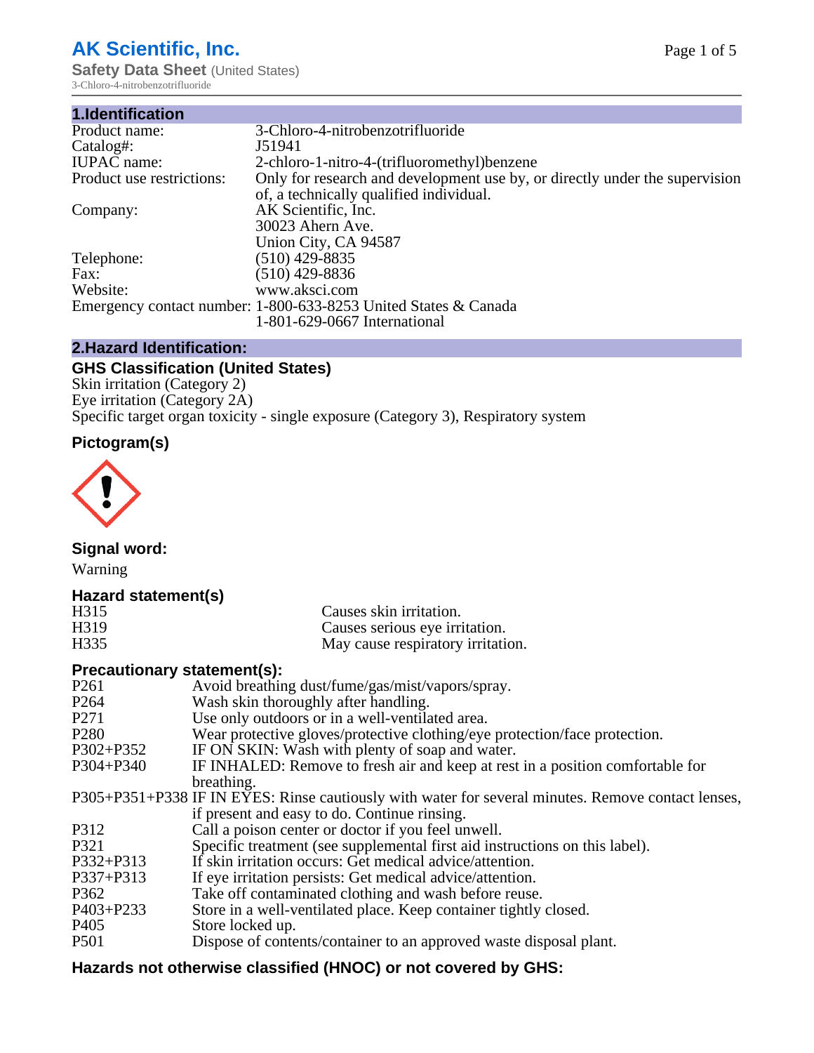# AK Scientific, Inc.

**Safety Data Sheet** (United States)

3-Chloro-4-nitrobenzotrifluoride

## 1.Identification

| | |
|---|---|
| Product name: | 3-Chloro-4-nitrobenzotrifluoride |
| Catalog#: | J51941 |
| IUPAC name: | 2-chloro-1-nitro-4-(trifluoromethyl)benzene |
| Product use restrictions: | Only for research and development use by, or directly under the supervision of, a technically qualified individual. |
| Company: | AK Scientific, Inc.<br>30023 Ahern Ave.<br>Union City, CA 94587 |
| Telephone: | (510) 429-8835 |
| Fax: | (510) 429-8836 |
| Website: | www.aksci.com |
| Emergency contact number: | 1-800-633-8253 United States & Canada<br>1-801-629-0667 International |

## 2.Hazard Identification:

### GHS Classification (United States)

Skin irritation (Category 2)
Eye irritation (Category 2A)
Specific target organ toxicity - single exposure (Category 3), Respiratory system

### Pictogram(s)

### Signal word:

Warning

### Hazard statement(s)

| | |
|---|---|
| H315 | Causes skin irritation. |
| H319 | Causes serious eye irritation. |
| H335 | May cause respiratory irritation. |

### Precautionary statement(s):

| | |
|---|---|
| P261 | Avoid breathing dust/fume/gas/mist/vapors/spray. |
| P264 | Wash skin thoroughly after handling. |
| P271 | Use only outdoors or in a well-ventilated area. |
| P280 | Wear protective gloves/protective clothing/eye protection/face protection. |
| P302+P352 | IF ON SKIN: Wash with plenty of soap and water. |
| P304+P340 | IF INHALED: Remove to fresh air and keep at rest in a position comfortable for breathing. |
| P305+P351+P338 | IF IN EYES: Rinse cautiously with water for several minutes. Remove contact lenses, if present and easy to do. Continue rinsing. |
| P312 | Call a poison center or doctor if you feel unwell. |
| P321 | Specific treatment (see supplemental first aid instructions on this label). |
| P332+P313 | If skin irritation occurs: Get medical advice/attention. |
| P337+P313 | If eye irritation persists: Get medical advice/attention. |
| P362 | Take off contaminated clothing and wash before reuse. |
| P403+P233 | Store in a well-ventilated place. Keep container tightly closed. |
| P405 | Store locked up. |
| P501 | Dispose of contents/container to an approved waste disposal plant. |

### Hazards not otherwise classified (HNOC) or not covered by GHS: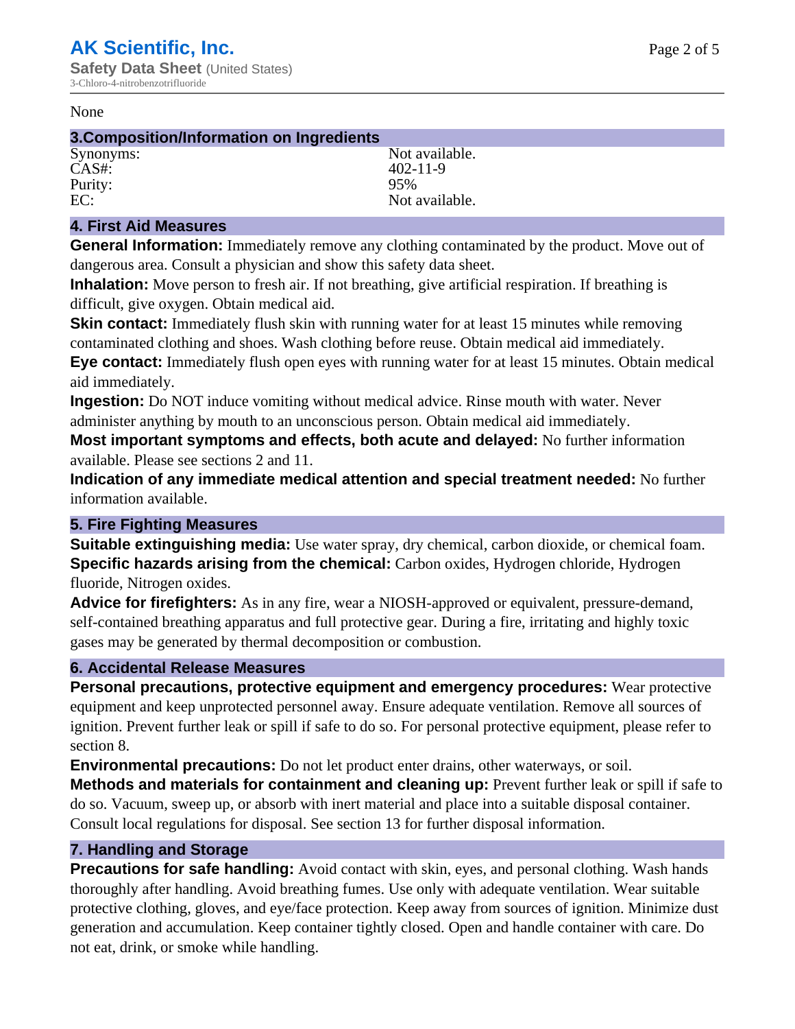None

## 3.Composition/Information on Ingredients

| | |
|---|---|
| Synonyms: | Not available. |
| CAS#: | 402-11-9 |
| Purity: | 95% |
| EC: | Not available. |

## 4. First Aid Measures

**General Information:** Immediately remove any clothing contaminated by the product. Move out of dangerous area. Consult a physician and show this safety data sheet.

**Inhalation:** Move person to fresh air. If not breathing, give artificial respiration. If breathing is difficult, give oxygen. Obtain medical aid.

**Skin contact:** Immediately flush skin with running water for at least 15 minutes while removing contaminated clothing and shoes. Wash clothing before reuse. Obtain medical aid immediately.

**Eye contact:** Immediately flush open eyes with running water for at least 15 minutes. Obtain medical aid immediately.

**Ingestion:** Do NOT induce vomiting without medical advice. Rinse mouth with water. Never administer anything by mouth to an unconscious person. Obtain medical aid immediately.

**Most important symptoms and effects, both acute and delayed:** No further information available. Please see sections 2 and 11.

**Indication of any immediate medical attention and special treatment needed:** No further information available.

## 5. Fire Fighting Measures

**Suitable extinguishing media:** Use water spray, dry chemical, carbon dioxide, or chemical foam.

**Specific hazards arising from the chemical:** Carbon oxides, Hydrogen chloride, Hydrogen fluoride, Nitrogen oxides.

**Advice for firefighters:** As in any fire, wear a NIOSH-approved or equivalent, pressure-demand, self-contained breathing apparatus and full protective gear. During a fire, irritating and highly toxic gases may be generated by thermal decomposition or combustion.

## 6. Accidental Release Measures

**Personal precautions, protective equipment and emergency procedures:** Wear protective equipment and keep unprotected personnel away. Ensure adequate ventilation. Remove all sources of ignition. Prevent further leak or spill if safe to do so. For personal protective equipment, please refer to section 8.

**Environmental precautions:** Do not let product enter drains, other waterways, or soil.

**Methods and materials for containment and cleaning up:** Prevent further leak or spill if safe to do so. Vacuum, sweep up, or absorb with inert material and place into a suitable disposal container. Consult local regulations for disposal. See section 13 for further disposal information.

## 7. Handling and Storage

**Precautions for safe handling:** Avoid contact with skin, eyes, and personal clothing. Wash hands thoroughly after handling. Avoid breathing fumes. Use only with adequate ventilation. Wear suitable protective clothing, gloves, and eye/face protection. Keep away from sources of ignition. Minimize dust generation and accumulation. Keep container tightly closed. Open and handle container with care. Do not eat, drink, or smoke while handling.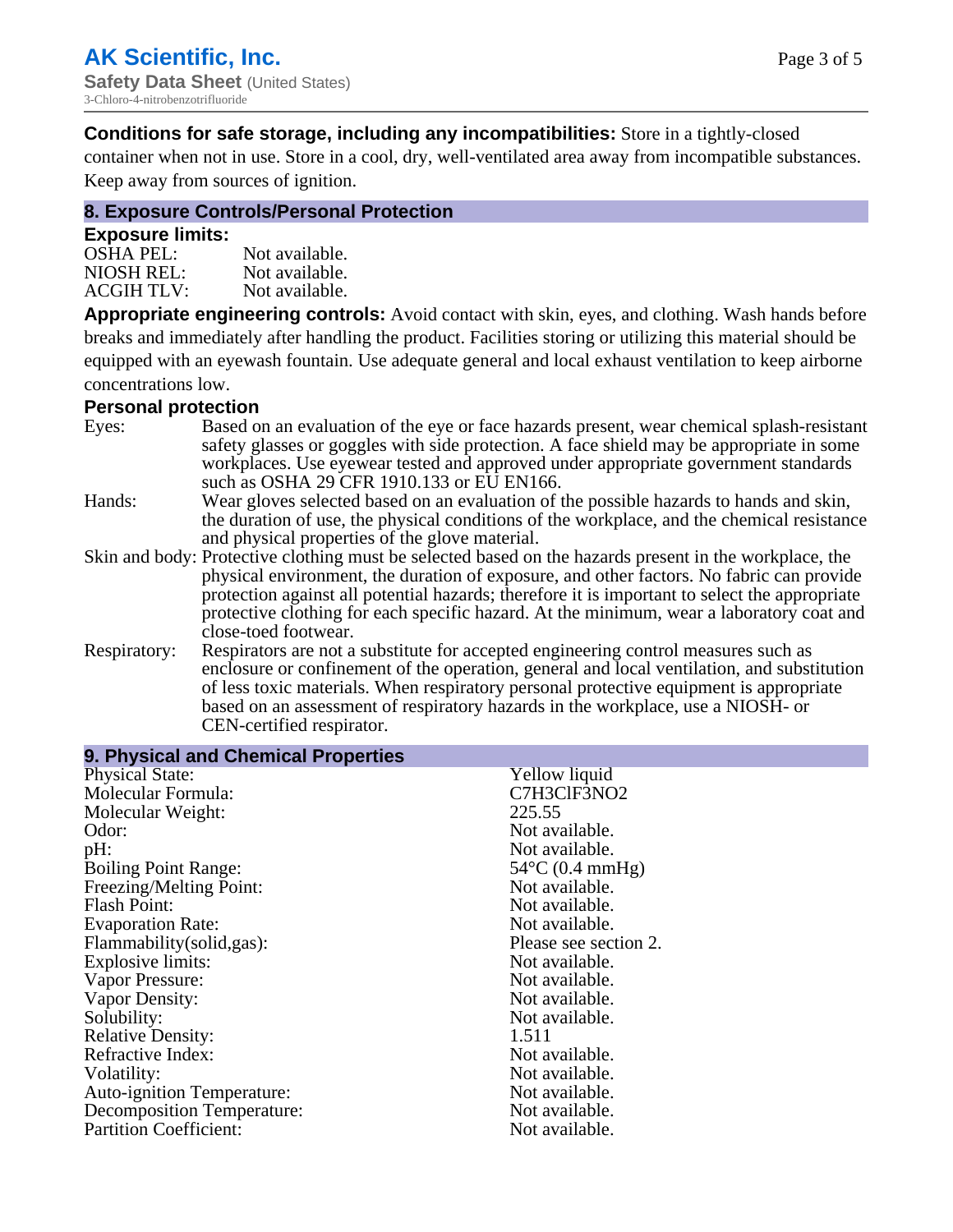**Conditions for safe storage, including any incompatibilities:** Store in a tightly-closed container when not in use. Store in a cool, dry, well-ventilated area away from incompatible substances. Keep away from sources of ignition.

## 8. Exposure Controls/Personal Protection

### Exposure limits:

| | |
|---|---|
| OSHA PEL: | Not available. |
| NIOSH REL: | Not available. |
| ACGIH TLV: | Not available. |

**Appropriate engineering controls:** Avoid contact with skin, eyes, and clothing. Wash hands before breaks and immediately after handling the product. Facilities storing or utilizing this material should be equipped with an eyewash fountain. Use adequate general and local exhaust ventilation to keep airborne concentrations low.

### Personal protection

| | |
|---|---|
| Eyes: | Based on an evaluation of the eye or face hazards present, wear chemical splash-resistant safety glasses or goggles with side protection. A face shield may be appropriate in some workplaces. Use eyewear tested and approved under appropriate government standards such as OSHA 29 CFR 1910.133 or EU EN166. |
| Hands: | Wear gloves selected based on an evaluation of the possible hazards to hands and skin, the duration of use, the physical conditions of the workplace, and the chemical resistance and physical properties of the glove material. |
| Skin and body: | Protective clothing must be selected based on the hazards present in the workplace, the physical environment, the duration of exposure, and other factors. No fabric can provide protection against all potential hazards; therefore it is important to select the appropriate protective clothing for each specific hazard. At the minimum, wear a laboratory coat and close-toed footwear. |
| Respiratory: | Respirators are not a substitute for accepted engineering control measures such as enclosure or confinement of the operation, general and local ventilation, and substitution of less toxic materials. When respiratory personal protective equipment is appropriate based on an assessment of respiratory hazards in the workplace, use a NIOSH- or CEN-certified respirator. |

## 9. Physical and Chemical Properties

| | |
|---|---|
| Physical State: | Yellow liquid |
| Molecular Formula: | C7H3ClF3NO2 |
| Molecular Weight: | 225.55 |
| Odor: | Not available. |
| pH: | Not available. |
| Boiling Point Range: | 54°C (0.4 mmHg) |
| Freezing/Melting Point: | Not available. |
| Flash Point: | Not available. |
| Evaporation Rate: | Not available. |
| Flammability(solid,gas): | Please see section 2. |
| Explosive limits: | Not available. |
| Vapor Pressure: | Not available. |
| Vapor Density: | Not available. |
| Solubility: | Not available. |
| Relative Density: | 1.511 |
| Refractive Index: | Not available. |
| Volatility: | Not available. |
| Auto-ignition Temperature: | Not available. |
| Decomposition Temperature: | Not available. |
| Partition Coefficient: | Not available. |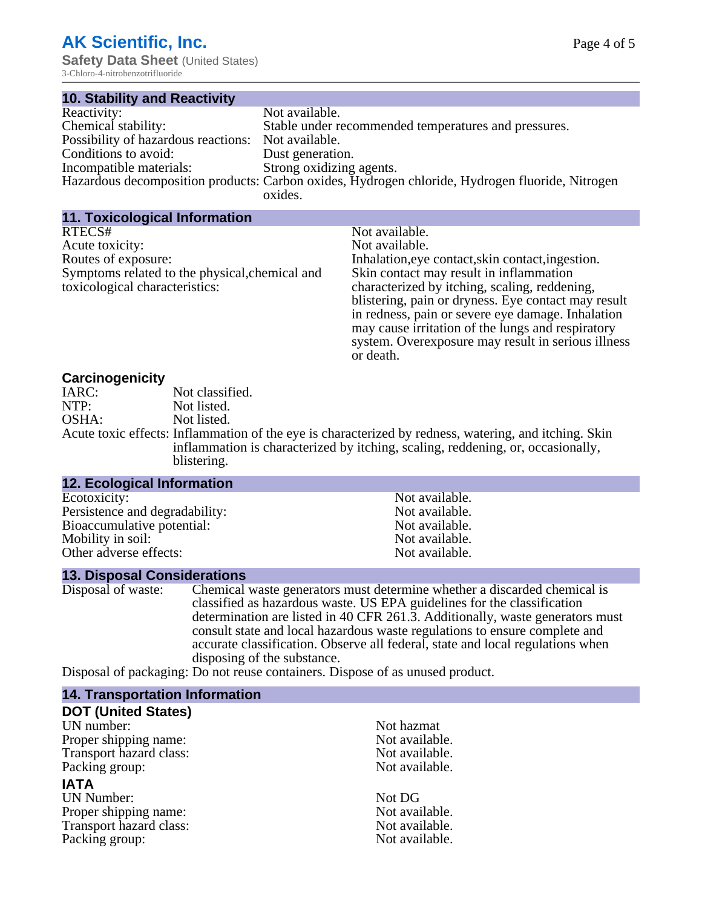## 10. Stability and Reactivity

Reactivity: Not available.
Chemical stability: Stable under recommended temperatures and pressures.
Possibility of hazardous reactions: Not available.
Conditions to avoid: Dust generation.
Incompatible materials: Strong oxidizing agents.
Hazardous decomposition products: Carbon oxides, Hydrogen chloride, Hydrogen fluoride, Nitrogen oxides.

## 11. Toxicological Information

RTECS#: Not available.
Acute toxicity: Not available.
Routes of exposure: Inhalation,eye contact,skin contact,ingestion.
Symptoms related to the physical,chemical and toxicological characteristics: Skin contact may result in inflammation characterized by itching, scaling, reddening, blistering, pain or dryness. Eye contact may result in redness, pain or severe eye damage. Inhalation may cause irritation of the lungs and respiratory system. Overexposure may result in serious illness or death.

### Carcinogenicity

IARC: Not classified.
NTP: Not listed.
OSHA: Not listed.
Acute toxic effects: Inflammation of the eye is characterized by redness, watering, and itching. Skin inflammation is characterized by itching, scaling, reddening, or, occasionally, blistering.

## 12. Ecological Information

Ecotoxicity: Not available.
Persistence and degradability: Not available.
Bioaccumulative potential: Not available.
Mobility in soil: Not available.
Other adverse effects: Not available.

## 13. Disposal Considerations

Disposal of waste: Chemical waste generators must determine whether a discarded chemical is classified as hazardous waste. US EPA guidelines for the classification determination are listed in 40 CFR 261.3. Additionally, waste generators must consult state and local hazardous waste regulations to ensure complete and accurate classification. Observe all federal, state and local regulations when disposing of the substance.
Disposal of packaging: Do not reuse containers. Dispose of as unused product.

## 14. Transportation Information

### DOT (United States)

UN number: Not hazmat
Proper shipping name: Not available.
Transport hazard class: Not available.
Packing group: Not available.

### IATA

UN Number: Not DG
Proper shipping name: Not available.
Transport hazard class: Not available.
Packing group: Not available.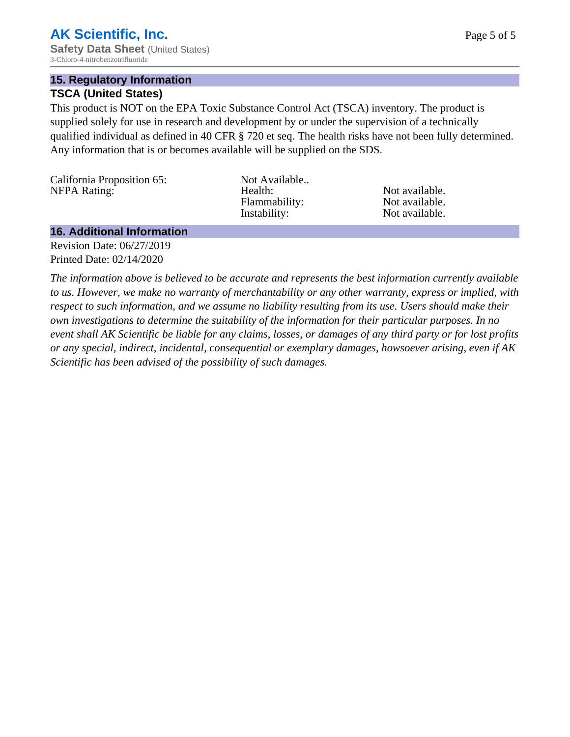## 15. Regulatory Information

### TSCA (United States)

This product is NOT on the EPA Toxic Substance Control Act (TSCA) inventory. The product is supplied solely for use in research and development by or under the supervision of a technically qualified individual as defined in 40 CFR § 720 et seq. The health risks have not been fully determined. Any information that is or becomes available will be supplied on the SDS.

| | | |
|---|---|---|
| California Proposition 65: | Not Available.. | |
| NFPA Rating: | Health: | Not available. |
| | Flammability: | Not available. |
| | Instability: | Not available. |

## 16. Additional Information

Revision Date: 06/27/2019
Printed Date: 02/14/2020

*The information above is believed to be accurate and represents the best information currently available to us. However, we make no warranty of merchantability or any other warranty, express or implied, with respect to such information, and we assume no liability resulting from its use. Users should make their own investigations to determine the suitability of the information for their particular purposes. In no event shall AK Scientific be liable for any claims, losses, or damages of any third party or for lost profits or any special, indirect, incidental, consequential or exemplary damages, howsoever arising, even if AK Scientific has been advised of the possibility of such damages.*